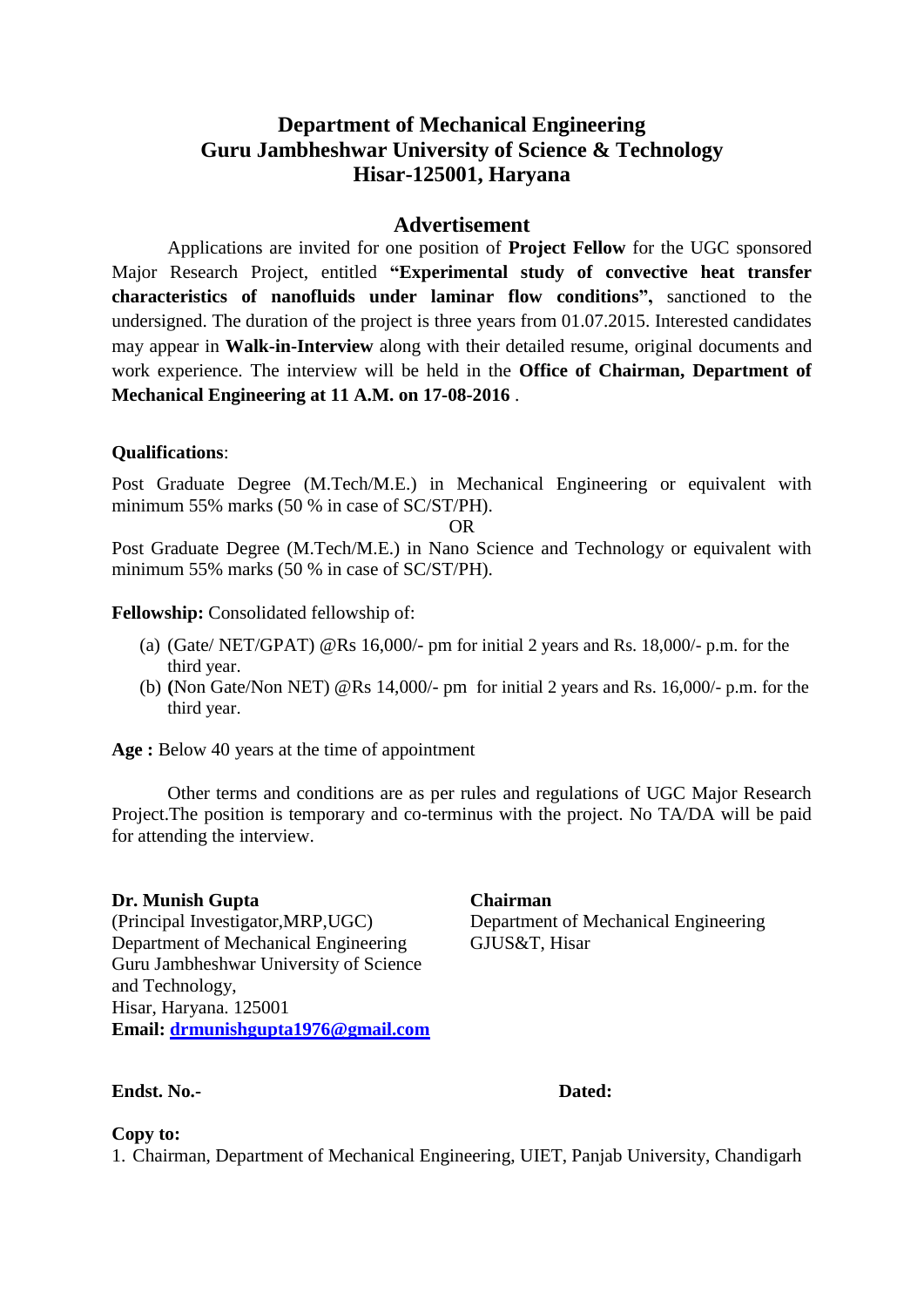# Department of Mechanical Engineering
# Guru Jambheshwar University of Science & Technology
# Hisar-125001, Haryana

## Advertisement

Applications are invited for one position of **Project Fellow** for the UGC sponsored Major Research Project, entitled **"Experimental study of convective heat transfer characteristics of nanofluids under laminar flow conditions",** sanctioned to the undersigned. The duration of the project is three years from 01.07.2015. Interested candidates may appear in **Walk-in-Interview** along with their detailed resume, original documents and work experience. The interview will be held in the **Office of Chairman, Department of Mechanical Engineering at 11 A.M. on 17-08-2016** .

**Qualifications**:

Post Graduate Degree (M.Tech/M.E.) in Mechanical Engineering or equivalent with minimum 55% marks (50 % in case of SC/ST/PH).

OR

Post Graduate Degree (M.Tech/M.E.) in Nano Science and Technology or equivalent with minimum 55% marks (50 % in case of SC/ST/PH).

**Fellowship:** Consolidated fellowship of:

(a) (Gate/ NET/GPAT) @Rs 16,000/- pm for initial 2 years and Rs. 18,000/- p.m. for the third year.

(b) **(**Non Gate/Non NET) @Rs 14,000/- pm for initial 2 years and Rs. 16,000/- p.m. for the third year.

**Age :** Below 40 years at the time of appointment

Other terms and conditions are as per rules and regulations of UGC Major Research Project.The position is temporary and co-terminus with the project. No TA/DA will be paid for attending the interview.

**Dr. Munish Gupta**
(Principal Investigator,MRP,UGC)
Department of Mechanical Engineering
Guru Jambheshwar University of Science and Technology,
Hisar, Haryana. 125001
**Email: drmunishgupta1976@gmail.com**

**Chairman**
Department of Mechanical Engineering
GJUS&T, Hisar

**Endst. No.-** **Dated:**

**Copy to:**

1. Chairman, Department of Mechanical Engineering, UIET, Panjab University, Chandigarh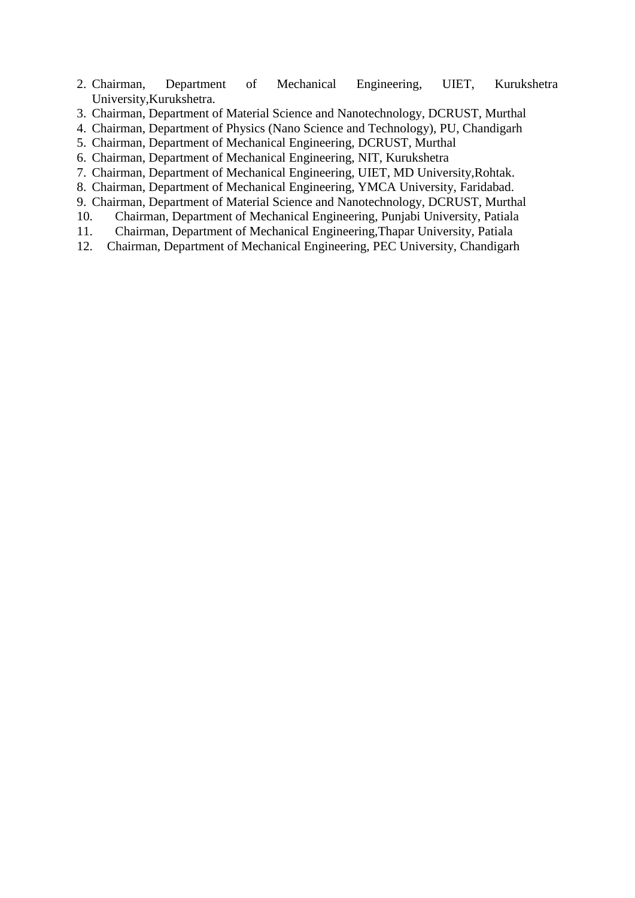2. Chairman, Department of Mechanical Engineering, UIET, Kurukshetra University,Kurukshetra.
3. Chairman, Department of Material Science and Nanotechnology, DCRUST, Murthal
4. Chairman, Department of Physics (Nano Science and Technology), PU, Chandigarh
5. Chairman, Department of Mechanical Engineering, DCRUST, Murthal
6. Chairman, Department of Mechanical Engineering, NIT, Kurukshetra
7. Chairman, Department of Mechanical Engineering, UIET, MD University,Rohtak.
8. Chairman, Department of Mechanical Engineering, YMCA University, Faridabad.
9. Chairman, Department of Material Science and Nanotechnology, DCRUST, Murthal
10. Chairman, Department of Mechanical Engineering, Punjabi University, Patiala
11. Chairman, Department of Mechanical Engineering,Thapar University, Patiala
12. Chairman, Department of Mechanical Engineering, PEC University, Chandigarh